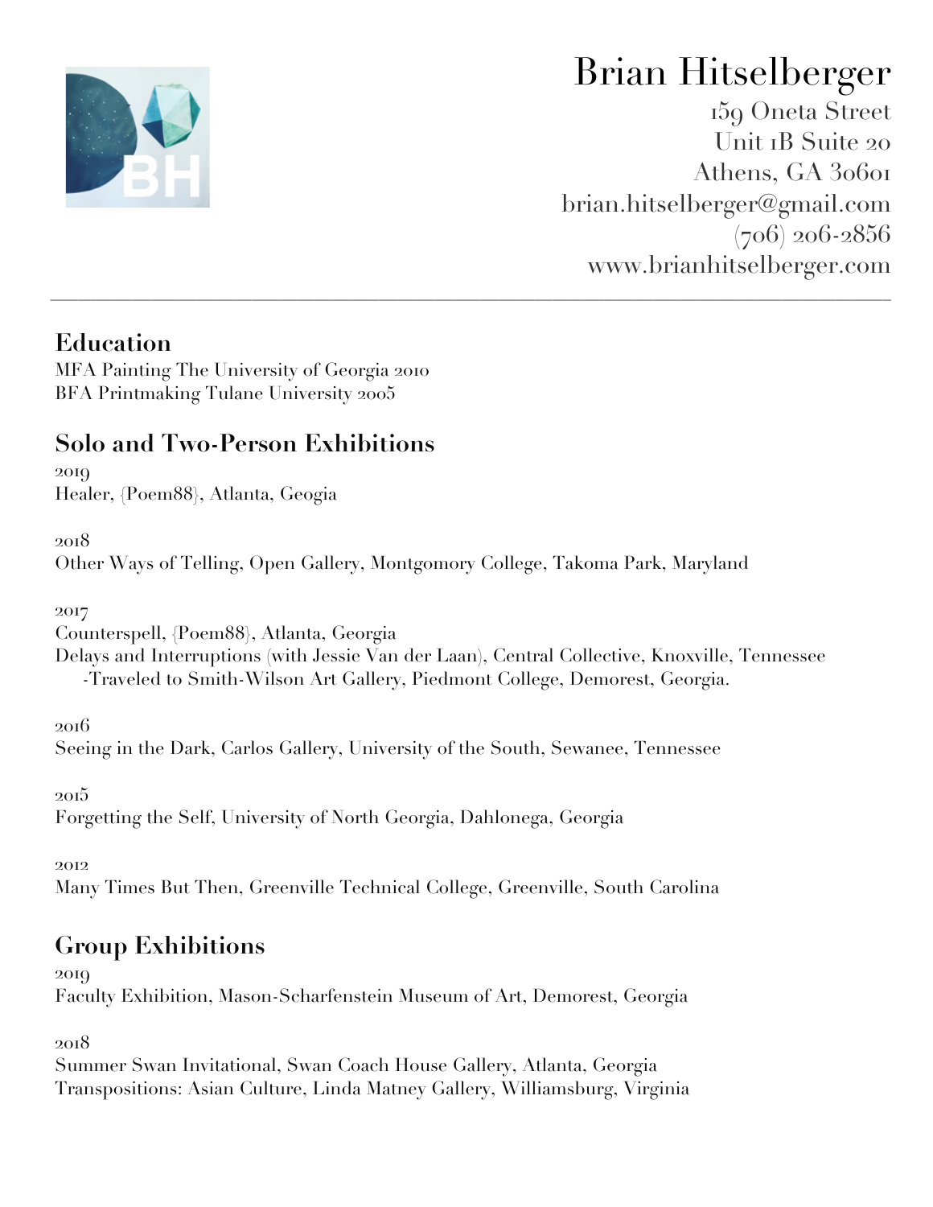# Brian Hitselberger

159 Oneta Street
Unit 1B Suite 20
Athens, GA 30601
brian.hitselberger@gmail.com
(706) 206-2856
www.brianhitselberger.com

---

## Education

MFA Painting The University of Georgia 2010
BFA Printmaking Tulane University 2005

## Solo and Two-Person Exhibitions

2019
Healer, {Poem88}, Atlanta, Geogia

2018
Other Ways of Telling, Open Gallery, Montgomory College, Takoma Park, Maryland

2017
Counterspell, {Poem88}, Atlanta, Georgia
Delays and Interruptions (with Jessie Van der Laan), Central Collective, Knoxville, Tennessee
-Traveled to Smith-Wilson Art Gallery, Piedmont College, Demorest, Georgia.

2016
Seeing in the Dark, Carlos Gallery, University of the South, Sewanee, Tennessee

2015
Forgetting the Self, University of North Georgia, Dahlonega, Georgia

2012
Many Times But Then, Greenville Technical College, Greenville, South Carolina

## Group Exhibitions

2019
Faculty Exhibition, Mason-Scharfenstein Museum of Art, Demorest, Georgia

2018
Summer Swan Invitational, Swan Coach House Gallery, Atlanta, Georgia
Transpositions: Asian Culture, Linda Matney Gallery, Williamsburg, Virginia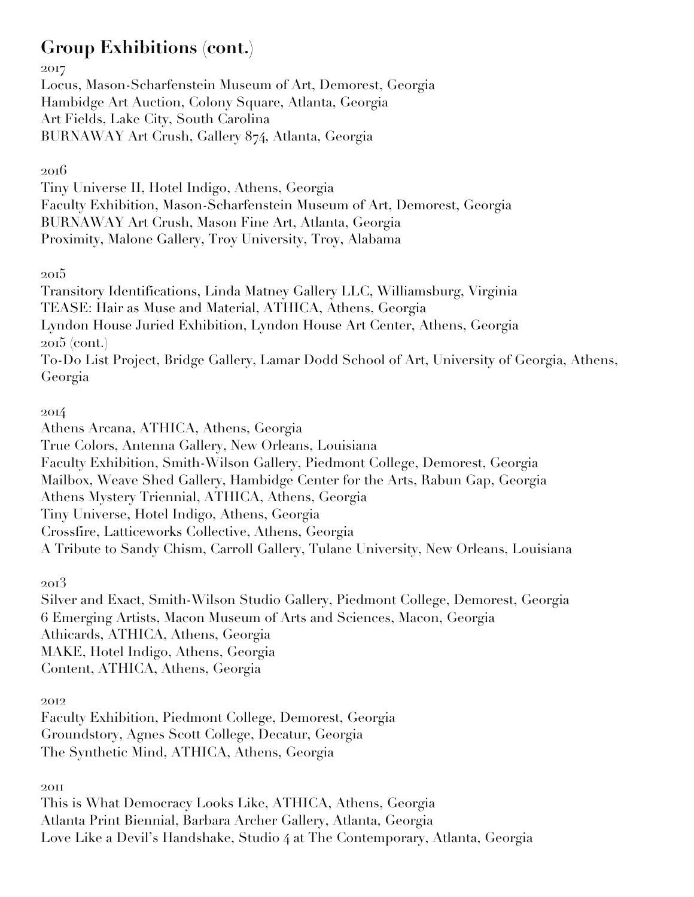## Group Exhibitions (cont.)

2017

Locus, Mason-Scharfenstein Museum of Art, Demorest, Georgia
Hambidge Art Auction, Colony Square, Atlanta, Georgia
Art Fields, Lake City, South Carolina
BURNAWAY Art Crush, Gallery 874, Atlanta, Georgia

2016

Tiny Universe II, Hotel Indigo, Athens, Georgia
Faculty Exhibition, Mason-Scharfenstein Museum of Art, Demorest, Georgia
BURNAWAY Art Crush, Mason Fine Art, Atlanta, Georgia
Proximity, Malone Gallery, Troy University, Troy, Alabama

2015

Transitory Identifications, Linda Matney Gallery LLC, Williamsburg, Virginia
TEASE: Hair as Muse and Material, ATHICA, Athens, Georgia
Lyndon House Juried Exhibition, Lyndon House Art Center, Athens, Georgia
2015 (cont.)
To-Do List Project, Bridge Gallery, Lamar Dodd School of Art, University of Georgia, Athens, Georgia

2014

Athens Arcana, ATHICA, Athens, Georgia
True Colors, Antenna Gallery, New Orleans, Louisiana
Faculty Exhibition, Smith-Wilson Gallery, Piedmont College, Demorest, Georgia
Mailbox, Weave Shed Gallery, Hambidge Center for the Arts, Rabun Gap, Georgia
Athens Mystery Triennial, ATHICA, Athens, Georgia
Tiny Universe, Hotel Indigo, Athens, Georgia
Crossfire, Latticeworks Collective, Athens, Georgia
A Tribute to Sandy Chism, Carroll Gallery, Tulane University, New Orleans, Louisiana

2013

Silver and Exact, Smith-Wilson Studio Gallery, Piedmont College, Demorest, Georgia
6 Emerging Artists, Macon Museum of Arts and Sciences, Macon, Georgia
Athicards, ATHICA, Athens, Georgia
MAKE, Hotel Indigo, Athens, Georgia
Content, ATHICA, Athens, Georgia

2012

Faculty Exhibition, Piedmont College, Demorest, Georgia
Groundstory, Agnes Scott College, Decatur, Georgia
The Synthetic Mind, ATHICA, Athens, Georgia

2011

This is What Democracy Looks Like, ATHICA, Athens, Georgia
Atlanta Print Biennial, Barbara Archer Gallery, Atlanta, Georgia
Love Like a Devil's Handshake, Studio 4 at The Contemporary, Atlanta, Georgia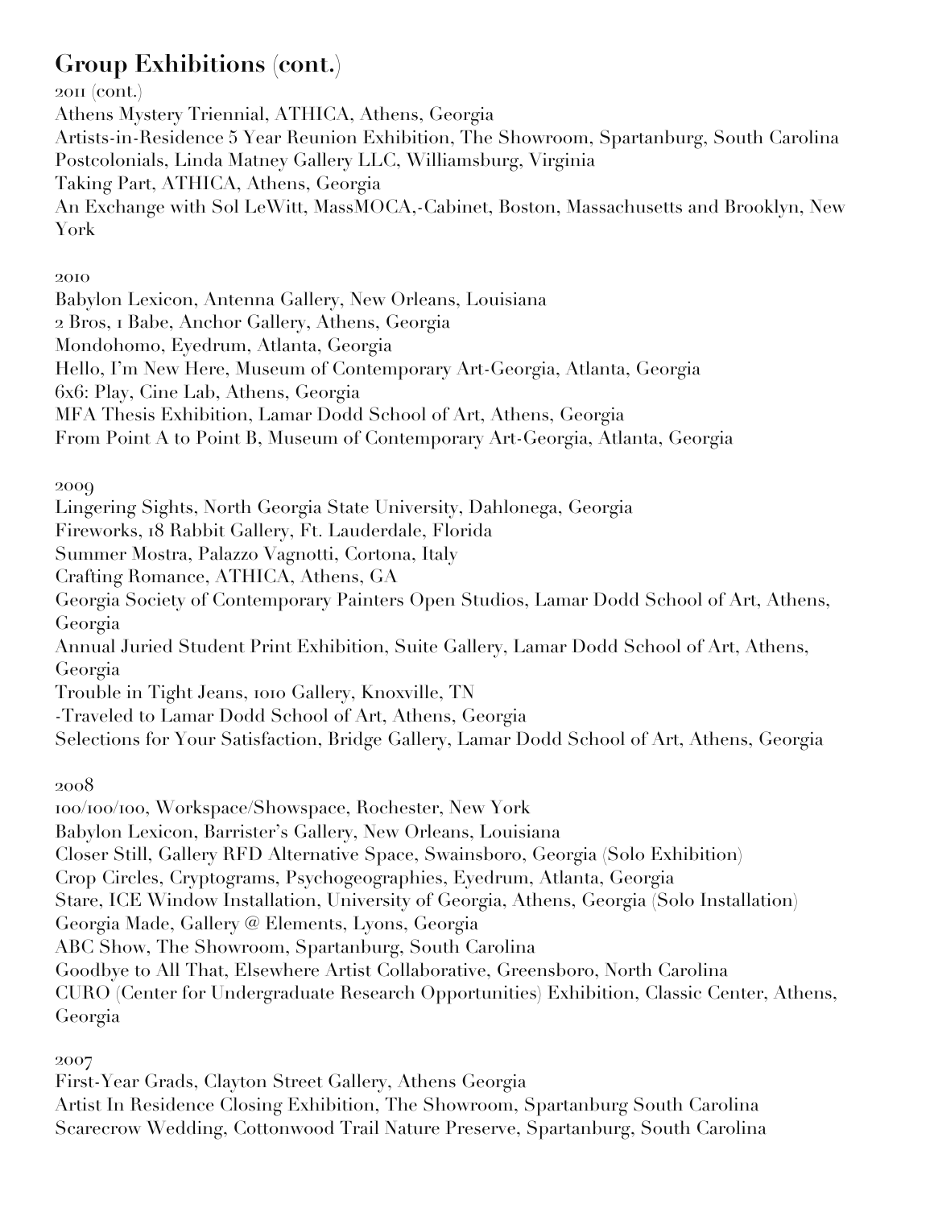## Group Exhibitions (cont.)

2011 (cont.)

Athens Mystery Triennial, ATHICA, Athens, Georgia
Artists-in-Residence 5 Year Reunion Exhibition, The Showroom, Spartanburg, South Carolina
Postcolonials, Linda Matney Gallery LLC, Williamsburg, Virginia
Taking Part, ATHICA, Athens, Georgia
An Exchange with Sol LeWitt, MassMOCA,-Cabinet, Boston, Massachusetts and Brooklyn, New York

2010

Babylon Lexicon, Antenna Gallery, New Orleans, Louisiana
2 Bros, 1 Babe, Anchor Gallery, Athens, Georgia
Mondohomo, Eyedrum, Atlanta, Georgia
Hello, I'm New Here, Museum of Contemporary Art-Georgia, Atlanta, Georgia
6x6: Play, Cine Lab, Athens, Georgia
MFA Thesis Exhibition, Lamar Dodd School of Art, Athens, Georgia
From Point A to Point B, Museum of Contemporary Art-Georgia, Atlanta, Georgia

2009

Lingering Sights, North Georgia State University, Dahlonega, Georgia
Fireworks, 18 Rabbit Gallery, Ft. Lauderdale, Florida
Summer Mostra, Palazzo Vagnotti, Cortona, Italy
Crafting Romance, ATHICA, Athens, GA
Georgia Society of Contemporary Painters Open Studios, Lamar Dodd School of Art, Athens, Georgia
Annual Juried Student Print Exhibition, Suite Gallery, Lamar Dodd School of Art, Athens, Georgia
Trouble in Tight Jeans, 1010 Gallery, Knoxville, TN
-Traveled to Lamar Dodd School of Art, Athens, Georgia
Selections for Your Satisfaction, Bridge Gallery, Lamar Dodd School of Art, Athens, Georgia

2008

100/100/100, Workspace/Showspace, Rochester, New York
Babylon Lexicon, Barrister's Gallery, New Orleans, Louisiana
Closer Still, Gallery RFD Alternative Space, Swainsboro, Georgia (Solo Exhibition)
Crop Circles, Cryptograms, Psychogeographies, Eyedrum, Atlanta, Georgia
Stare, ICE Window Installation, University of Georgia, Athens, Georgia (Solo Installation)
Georgia Made, Gallery @ Elements, Lyons, Georgia
ABC Show, The Showroom, Spartanburg, South Carolina
Goodbye to All That, Elsewhere Artist Collaborative, Greensboro, North Carolina
CURO (Center for Undergraduate Research Opportunities) Exhibition, Classic Center, Athens, Georgia

2007

First-Year Grads, Clayton Street Gallery, Athens Georgia
Artist In Residence Closing Exhibition, The Showroom, Spartanburg South Carolina
Scarecrow Wedding, Cottonwood Trail Nature Preserve, Spartanburg, South Carolina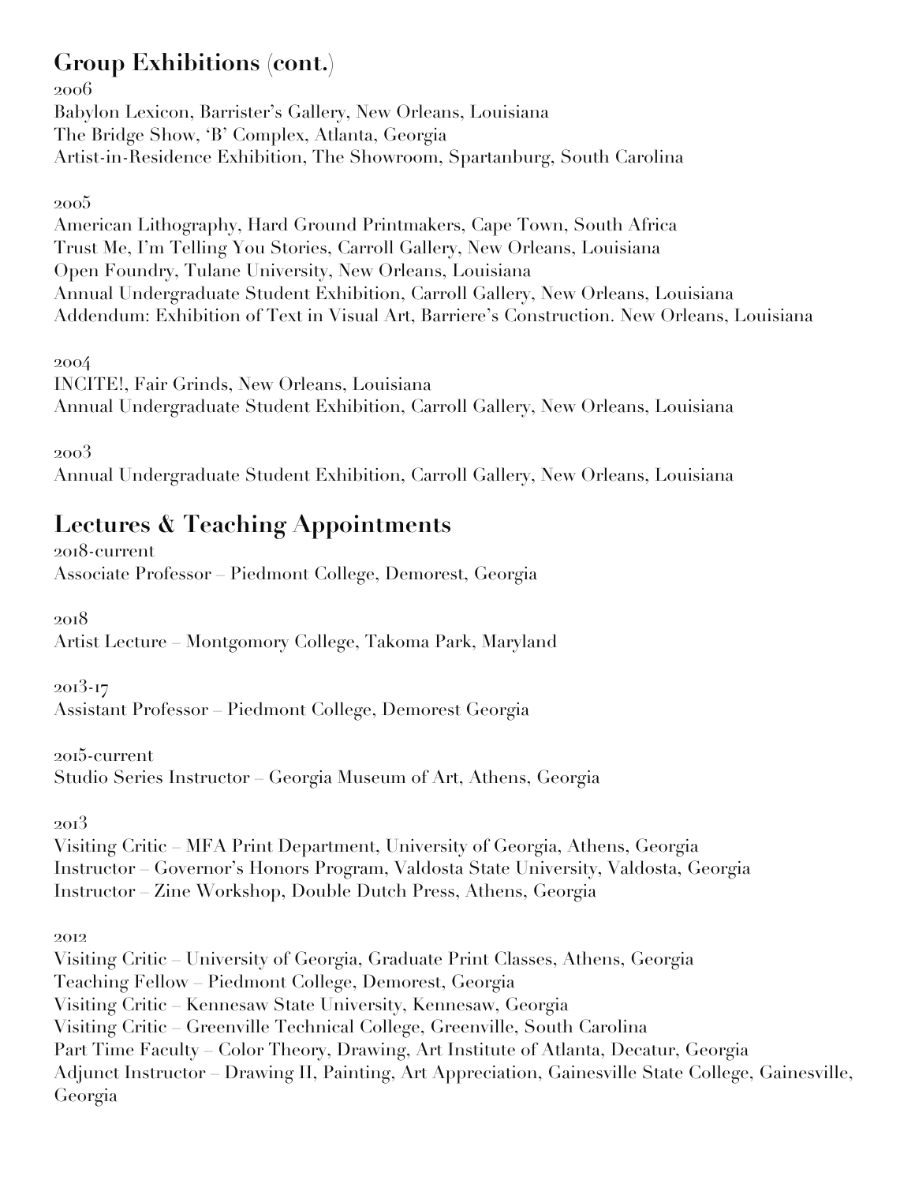## Group Exhibitions (cont.)

2006

Babylon Lexicon, Barrister's Gallery, New Orleans, Louisiana
The Bridge Show, 'B' Complex, Atlanta, Georgia
Artist-in-Residence Exhibition, The Showroom, Spartanburg, South Carolina

2005

American Lithography, Hard Ground Printmakers, Cape Town, South Africa
Trust Me, I'm Telling You Stories, Carroll Gallery, New Orleans, Louisiana
Open Foundry, Tulane University, New Orleans, Louisiana
Annual Undergraduate Student Exhibition, Carroll Gallery, New Orleans, Louisiana
Addendum: Exhibition of Text in Visual Art, Barriere's Construction. New Orleans, Louisiana

2004

INCITE!, Fair Grinds, New Orleans, Louisiana
Annual Undergraduate Student Exhibition, Carroll Gallery, New Orleans, Louisiana

2003

Annual Undergraduate Student Exhibition, Carroll Gallery, New Orleans, Louisiana

## Lectures & Teaching Appointments

2018-current

Associate Professor – Piedmont College, Demorest, Georgia

2018

Artist Lecture – Montgomory College, Takoma Park, Maryland

2013-17

Assistant Professor – Piedmont College, Demorest Georgia

2015-current

Studio Series Instructor – Georgia Museum of Art, Athens, Georgia

2013

Visiting Critic – MFA Print Department, University of Georgia, Athens, Georgia
Instructor – Governor's Honors Program, Valdosta State University, Valdosta, Georgia
Instructor – Zine Workshop, Double Dutch Press, Athens, Georgia

2012

Visiting Critic – University of Georgia, Graduate Print Classes, Athens, Georgia
Teaching Fellow – Piedmont College, Demorest, Georgia
Visiting Critic – Kennesaw State University, Kennesaw, Georgia
Visiting Critic – Greenville Technical College, Greenville, South Carolina
Part Time Faculty – Color Theory, Drawing, Art Institute of Atlanta, Decatur, Georgia
Adjunct Instructor – Drawing II, Painting, Art Appreciation, Gainesville State College, Gainesville, Georgia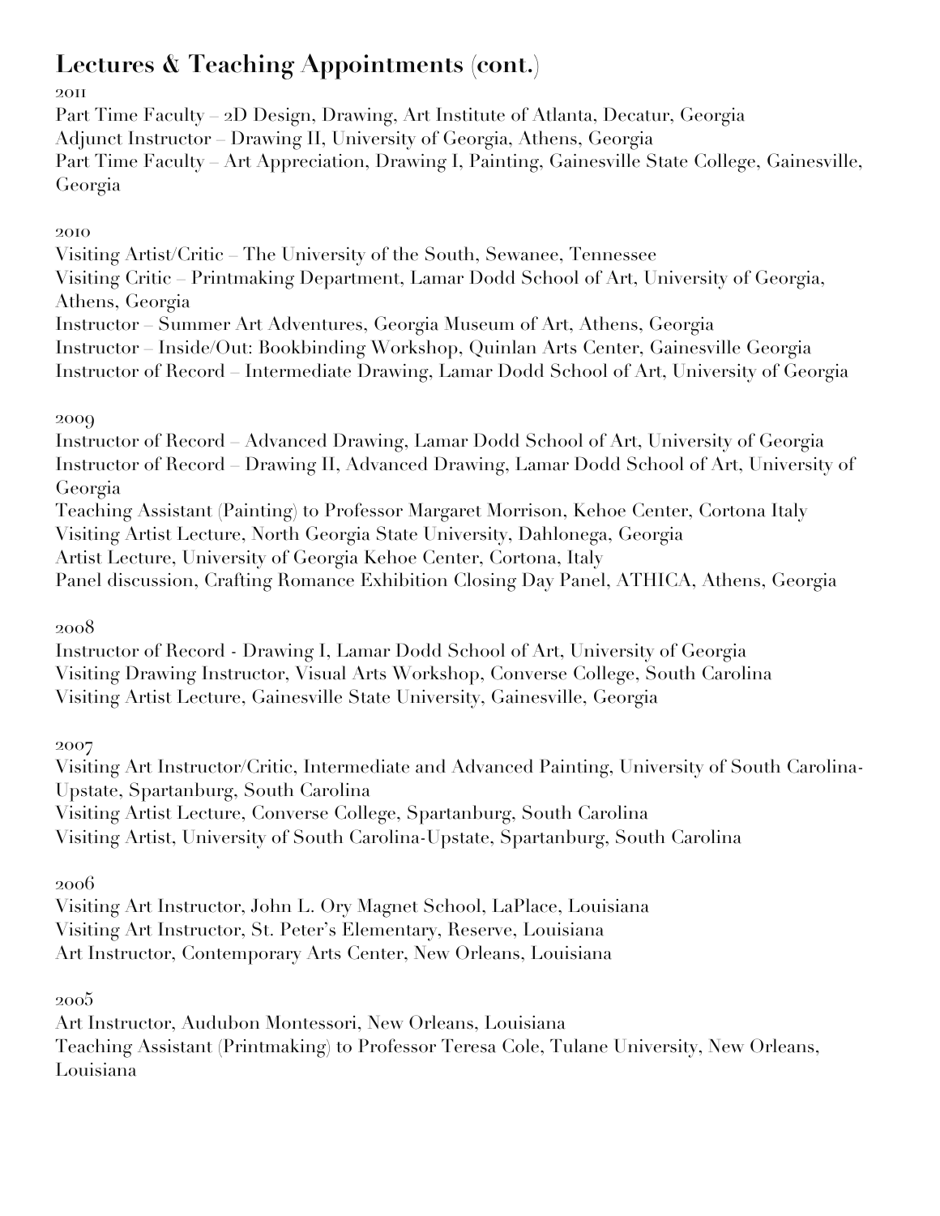## Lectures & Teaching Appointments (cont.)

2011

Part Time Faculty – 2D Design, Drawing, Art Institute of Atlanta, Decatur, Georgia
Adjunct Instructor – Drawing II, University of Georgia, Athens, Georgia
Part Time Faculty – Art Appreciation, Drawing I, Painting, Gainesville State College, Gainesville, Georgia

2010

Visiting Artist/Critic – The University of the South, Sewanee, Tennessee
Visiting Critic – Printmaking Department, Lamar Dodd School of Art, University of Georgia, Athens, Georgia
Instructor – Summer Art Adventures, Georgia Museum of Art, Athens, Georgia
Instructor – Inside/Out: Bookbinding Workshop, Quinlan Arts Center, Gainesville Georgia
Instructor of Record – Intermediate Drawing, Lamar Dodd School of Art, University of Georgia

2009

Instructor of Record – Advanced Drawing, Lamar Dodd School of Art, University of Georgia
Instructor of Record – Drawing II, Advanced Drawing, Lamar Dodd School of Art, University of Georgia
Teaching Assistant (Painting) to Professor Margaret Morrison, Kehoe Center, Cortona Italy
Visiting Artist Lecture, North Georgia State University, Dahlonega, Georgia
Artist Lecture, University of Georgia Kehoe Center, Cortona, Italy
Panel discussion, Crafting Romance Exhibition Closing Day Panel, ATHICA, Athens, Georgia

2008

Instructor of Record - Drawing I, Lamar Dodd School of Art, University of Georgia
Visiting Drawing Instructor, Visual Arts Workshop, Converse College, South Carolina
Visiting Artist Lecture, Gainesville State University, Gainesville, Georgia

2007

Visiting Art Instructor/Critic, Intermediate and Advanced Painting, University of South Carolina-Upstate, Spartanburg, South Carolina
Visiting Artist Lecture, Converse College, Spartanburg, South Carolina
Visiting Artist, University of South Carolina-Upstate, Spartanburg, South Carolina

2006

Visiting Art Instructor, John L. Ory Magnet School, LaPlace, Louisiana
Visiting Art Instructor, St. Peter's Elementary, Reserve, Louisiana
Art Instructor, Contemporary Arts Center, New Orleans, Louisiana

2005

Art Instructor, Audubon Montessori, New Orleans, Louisiana
Teaching Assistant (Printmaking) to Professor Teresa Cole, Tulane University, New Orleans, Louisiana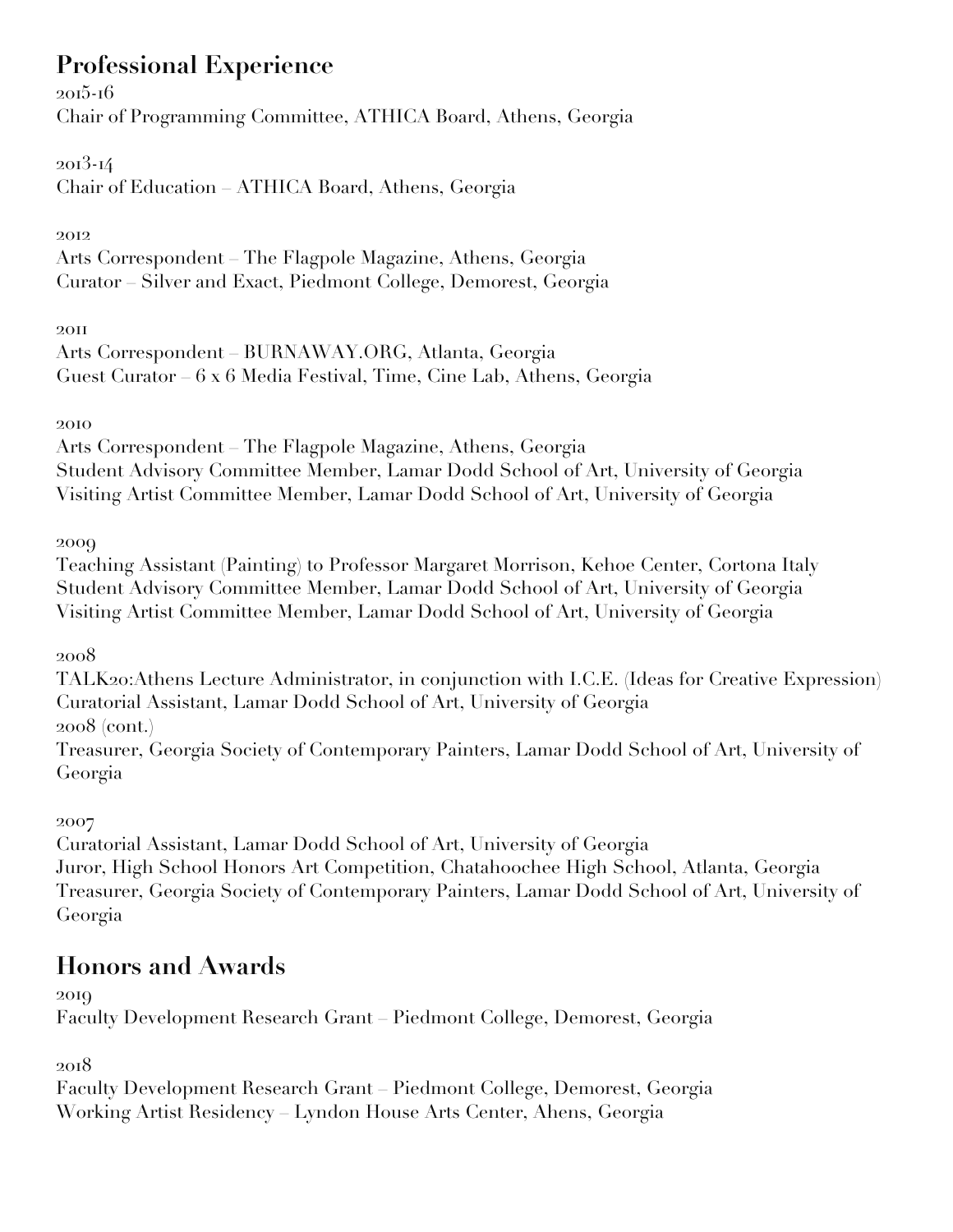## Professional Experience

2015-16
Chair of Programming Committee, ATHICA Board, Athens, Georgia

2013-14
Chair of Education – ATHICA Board, Athens, Georgia

2012
Arts Correspondent – The Flagpole Magazine, Athens, Georgia
Curator – Silver and Exact, Piedmont College, Demorest, Georgia

2011
Arts Correspondent – BURNAWAY.ORG, Atlanta, Georgia
Guest Curator – 6 x 6 Media Festival, Time, Cine Lab, Athens, Georgia

2010
Arts Correspondent – The Flagpole Magazine, Athens, Georgia
Student Advisory Committee Member, Lamar Dodd School of Art, University of Georgia
Visiting Artist Committee Member, Lamar Dodd School of Art, University of Georgia

2009
Teaching Assistant (Painting) to Professor Margaret Morrison, Kehoe Center, Cortona Italy
Student Advisory Committee Member, Lamar Dodd School of Art, University of Georgia
Visiting Artist Committee Member, Lamar Dodd School of Art, University of Georgia

2008
TALK20:Athens Lecture Administrator, in conjunction with I.C.E. (Ideas for Creative Expression)
Curatorial Assistant, Lamar Dodd School of Art, University of Georgia
2008 (cont.)
Treasurer, Georgia Society of Contemporary Painters, Lamar Dodd School of Art, University of Georgia

2007
Curatorial Assistant, Lamar Dodd School of Art, University of Georgia
Juror, High School Honors Art Competition, Chatahoochee High School, Atlanta, Georgia
Treasurer, Georgia Society of Contemporary Painters, Lamar Dodd School of Art, University of Georgia

## Honors and Awards

2019
Faculty Development Research Grant – Piedmont College, Demorest, Georgia

2018
Faculty Development Research Grant – Piedmont College, Demorest, Georgia
Working Artist Residency – Lyndon House Arts Center, Ahens, Georgia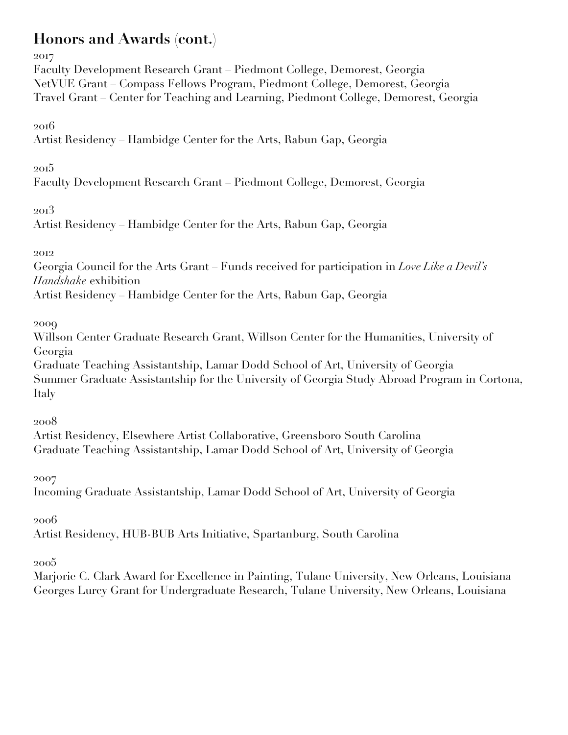## Honors and Awards (cont.)

2017

Faculty Development Research Grant – Piedmont College, Demorest, Georgia
NetVUE Grant – Compass Fellows Program, Piedmont College, Demorest, Georgia
Travel Grant – Center for Teaching and Learning, Piedmont College, Demorest, Georgia

2016

Artist Residency – Hambidge Center for the Arts, Rabun Gap, Georgia

2015

Faculty Development Research Grant – Piedmont College, Demorest, Georgia

2013

Artist Residency – Hambidge Center for the Arts, Rabun Gap, Georgia

2012

Georgia Council for the Arts Grant – Funds received for participation in *Love Like a Devil's Handshake* exhibition
Artist Residency – Hambidge Center for the Arts, Rabun Gap, Georgia

2009

Willson Center Graduate Research Grant, Willson Center for the Humanities, University of Georgia
Graduate Teaching Assistantship, Lamar Dodd School of Art, University of Georgia
Summer Graduate Assistantship for the University of Georgia Study Abroad Program in Cortona, Italy

2008

Artist Residency, Elsewhere Artist Collaborative, Greensboro South Carolina
Graduate Teaching Assistantship, Lamar Dodd School of Art, University of Georgia

2007

Incoming Graduate Assistantship, Lamar Dodd School of Art, University of Georgia

2006

Artist Residency, HUB-BUB Arts Initiative, Spartanburg, South Carolina

2005

Marjorie C. Clark Award for Excellence in Painting, Tulane University, New Orleans, Louisiana
Georges Lurcy Grant for Undergraduate Research, Tulane University, New Orleans, Louisiana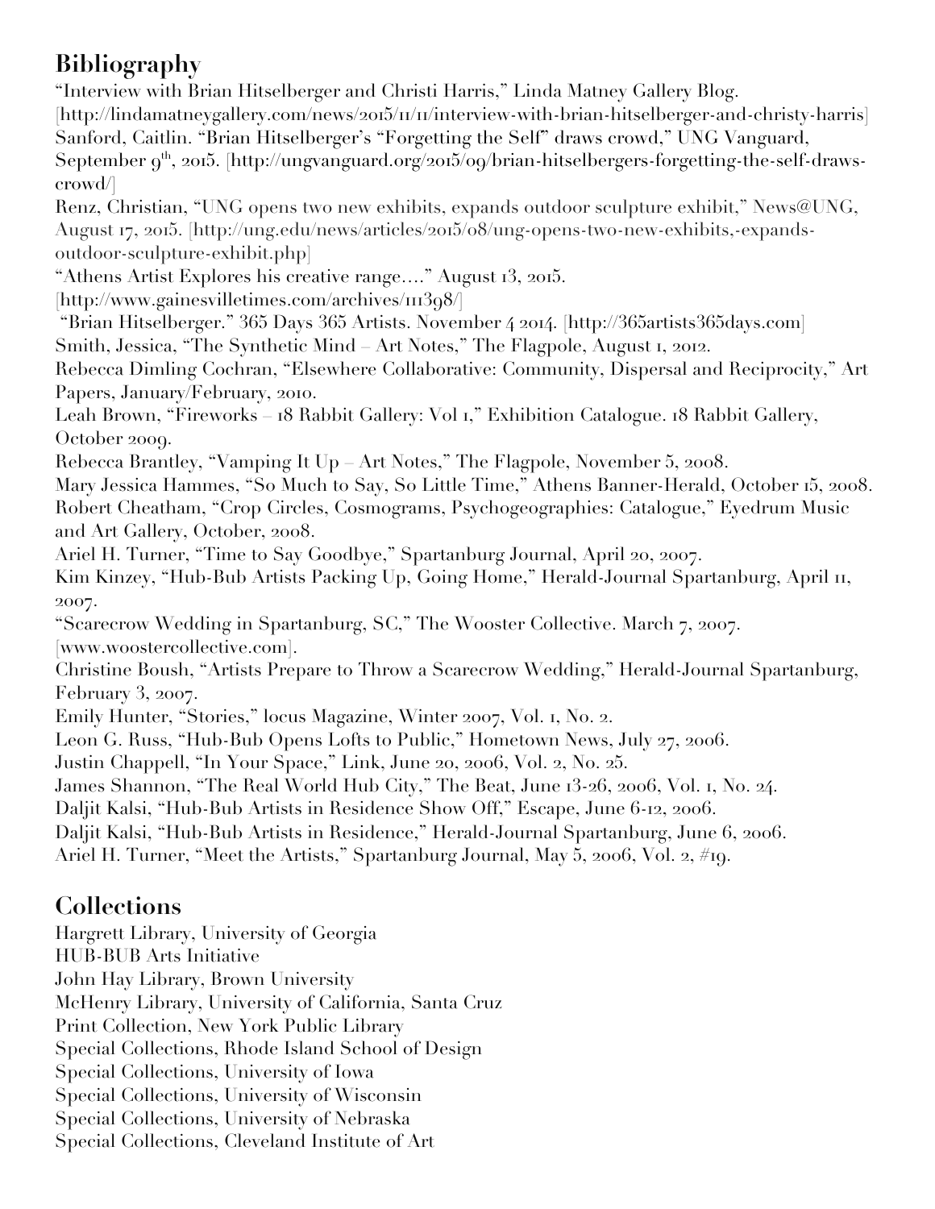## Bibliography

"Interview with Brian Hitselberger and Christi Harris," Linda Matney Gallery Blog. [http://lindamatneygallery.com/news/2015/11/11/interview-with-brian-hitselberger-and-christy-harris]

Sanford, Caitlin. "Brian Hitselberger's "Forgetting the Self" draws crowd," UNG Vanguard, September 9th, 2015. [http://ungvanguard.org/2015/09/brian-hitselbergers-forgetting-the-self-draws-crowd/]

Renz, Christian, "UNG opens two new exhibits, expands outdoor sculpture exhibit," News@UNG, August 17, 2015. [http://ung.edu/news/articles/2015/08/ung-opens-two-new-exhibits,-expands-outdoor-sculpture-exhibit.php]

"Athens Artist Explores his creative range…." August 13, 2015. [http://www.gainesvilletimes.com/archives/111398/]

"Brian Hitselberger." 365 Days 365 Artists. November 4 2014. [http://365artists365days.com]

Smith, Jessica, "The Synthetic Mind – Art Notes," The Flagpole, August 1, 2012.

Rebecca Dimling Cochran, "Elsewhere Collaborative: Community, Dispersal and Reciprocity," Art Papers, January/February, 2010.

Leah Brown, "Fireworks – 18 Rabbit Gallery: Vol 1," Exhibition Catalogue. 18 Rabbit Gallery, October 2009.

Rebecca Brantley, "Vamping It Up – Art Notes," The Flagpole, November 5, 2008.

Mary Jessica Hammes, "So Much to Say, So Little Time," Athens Banner-Herald, October 15, 2008.

Robert Cheatham, "Crop Circles, Cosmograms, Psychogeographies: Catalogue," Eyedrum Music and Art Gallery, October, 2008.

Ariel H. Turner, "Time to Say Goodbye," Spartanburg Journal, April 20, 2007.

Kim Kinzey, "Hub-Bub Artists Packing Up, Going Home," Herald-Journal Spartanburg, April 11, 2007.

"Scarecrow Wedding in Spartanburg, SC," The Wooster Collective. March 7, 2007. [www.woostercollective.com].

Christine Boush, "Artists Prepare to Throw a Scarecrow Wedding," Herald-Journal Spartanburg, February 3, 2007.

Emily Hunter, "Stories," locus Magazine, Winter 2007, Vol. 1, No. 2.

Leon G. Russ, "Hub-Bub Opens Lofts to Public," Hometown News, July 27, 2006.

Justin Chappell, "In Your Space," Link, June 20, 2006, Vol. 2, No. 25.

James Shannon, "The Real World Hub City," The Beat, June 13-26, 2006, Vol. 1, No. 24.

Daljit Kalsi, "Hub-Bub Artists in Residence Show Off," Escape, June 6-12, 2006.

Daljit Kalsi, "Hub-Bub Artists in Residence," Herald-Journal Spartanburg, June 6, 2006.

Ariel H. Turner, "Meet the Artists," Spartanburg Journal, May 5, 2006, Vol. 2, #19.

## Collections

Hargrett Library, University of Georgia
HUB-BUB Arts Initiative
John Hay Library, Brown University
McHenry Library, University of California, Santa Cruz
Print Collection, New York Public Library
Special Collections, Rhode Island School of Design
Special Collections, University of Iowa
Special Collections, University of Wisconsin
Special Collections, University of Nebraska
Special Collections, Cleveland Institute of Art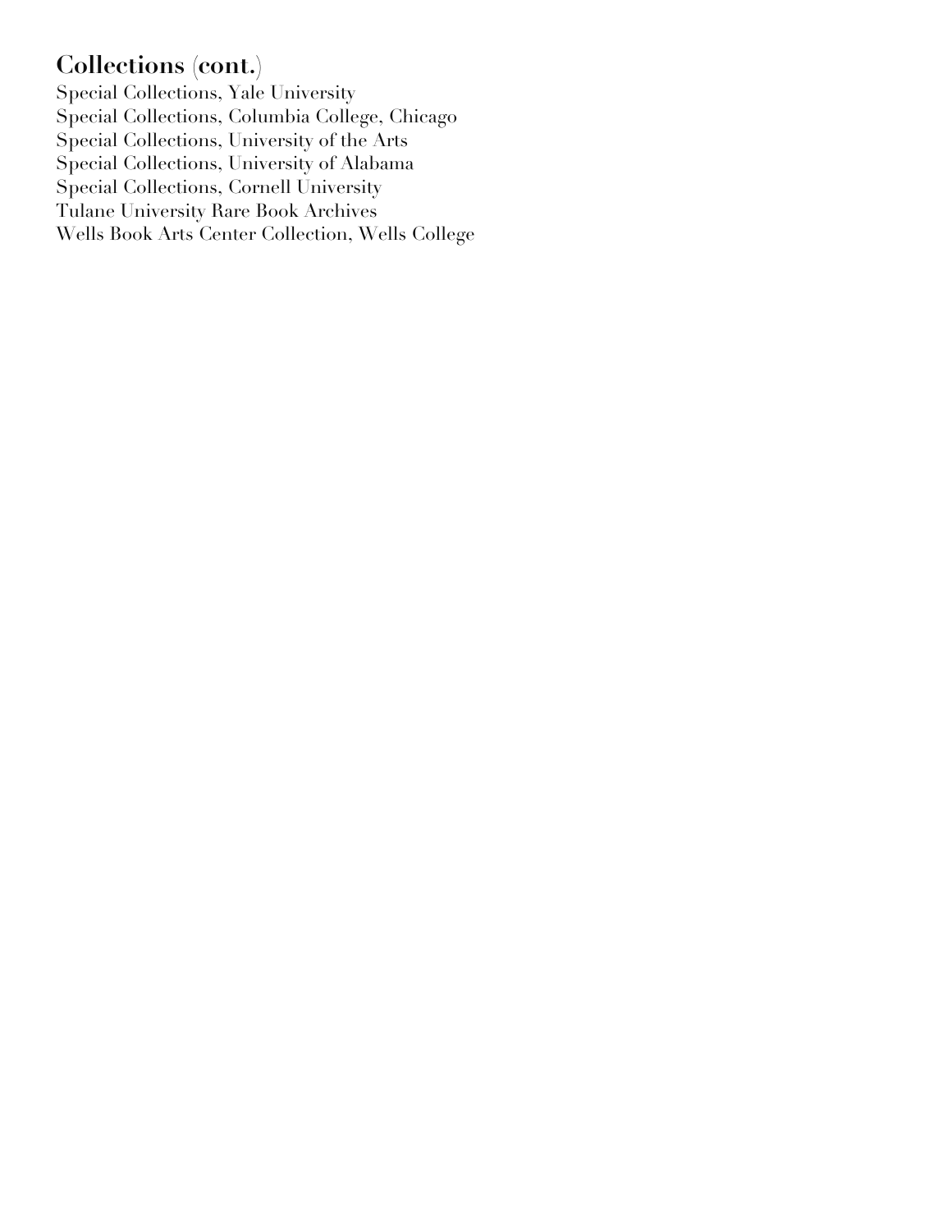## Collections (cont.)

Special Collections, Yale University
Special Collections, Columbia College, Chicago
Special Collections, University of the Arts
Special Collections, University of Alabama
Special Collections, Cornell University
Tulane University Rare Book Archives
Wells Book Arts Center Collection, Wells College